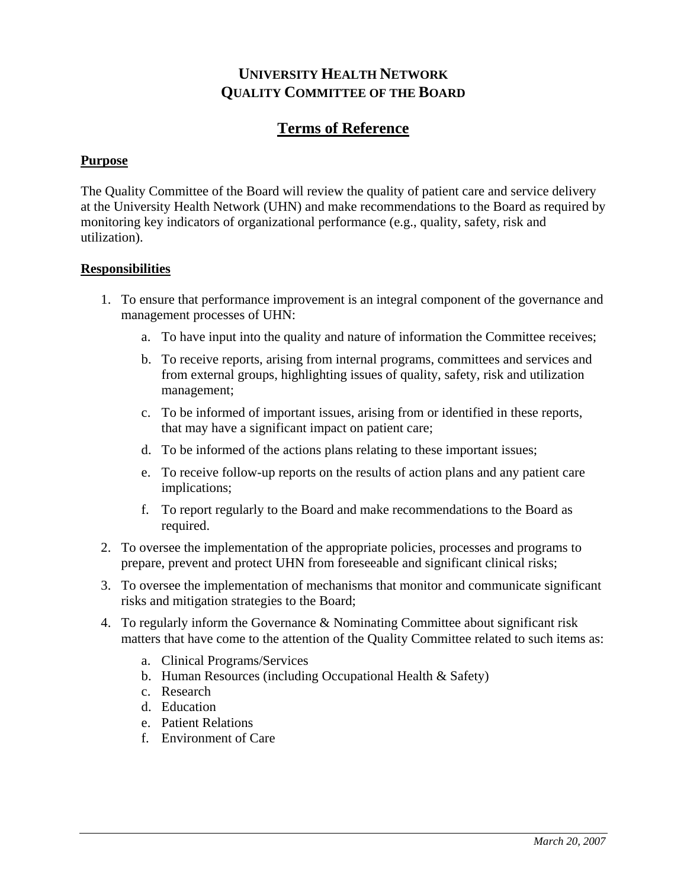# UNIVERSITY HEALTH NETWORK
# QUALITY COMMITTEE OF THE BOARD

## Terms of Reference

### Purpose

The Quality Committee of the Board will review the quality of patient care and service delivery at the University Health Network (UHN) and make recommendations to the Board as required by monitoring key indicators of organizational performance (e.g., quality, safety, risk and utilization).

### Responsibilities

1. To ensure that performance improvement is an integral component of the governance and management processes of UHN:
   a. To have input into the quality and nature of information the Committee receives;
   b. To receive reports, arising from internal programs, committees and services and from external groups, highlighting issues of quality, safety, risk and utilization management;
   c. To be informed of important issues, arising from or identified in these reports, that may have a significant impact on patient care;
   d. To be informed of the actions plans relating to these important issues;
   e. To receive follow-up reports on the results of action plans and any patient care implications;
   f. To report regularly to the Board and make recommendations to the Board as required.
2. To oversee the implementation of the appropriate policies, processes and programs to prepare, prevent and protect UHN from foreseeable and significant clinical risks;
3. To oversee the implementation of mechanisms that monitor and communicate significant risks and mitigation strategies to the Board;
4. To regularly inform the Governance & Nominating Committee about significant risk matters that have come to the attention of the Quality Committee related to such items as:
   a. Clinical Programs/Services
   b. Human Resources (including Occupational Health & Safety)
   c. Research
   d. Education
   e. Patient Relations
   f. Environment of Care

*March 20, 2007*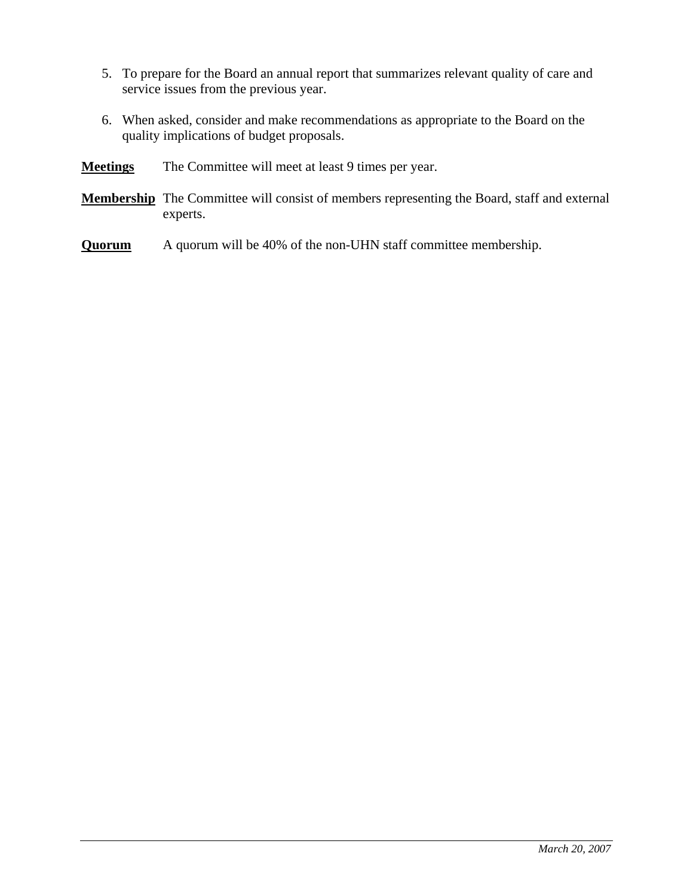5. To prepare for the Board an annual report that summarizes relevant quality of care and service issues from the previous year.

6. When asked, consider and make recommendations as appropriate to the Board on the quality implications of budget proposals.

**Meetings** The Committee will meet at least 9 times per year.

**Membership** The Committee will consist of members representing the Board, staff and external experts.

**Quorum** A quorum will be 40% of the non-UHN staff committee membership.